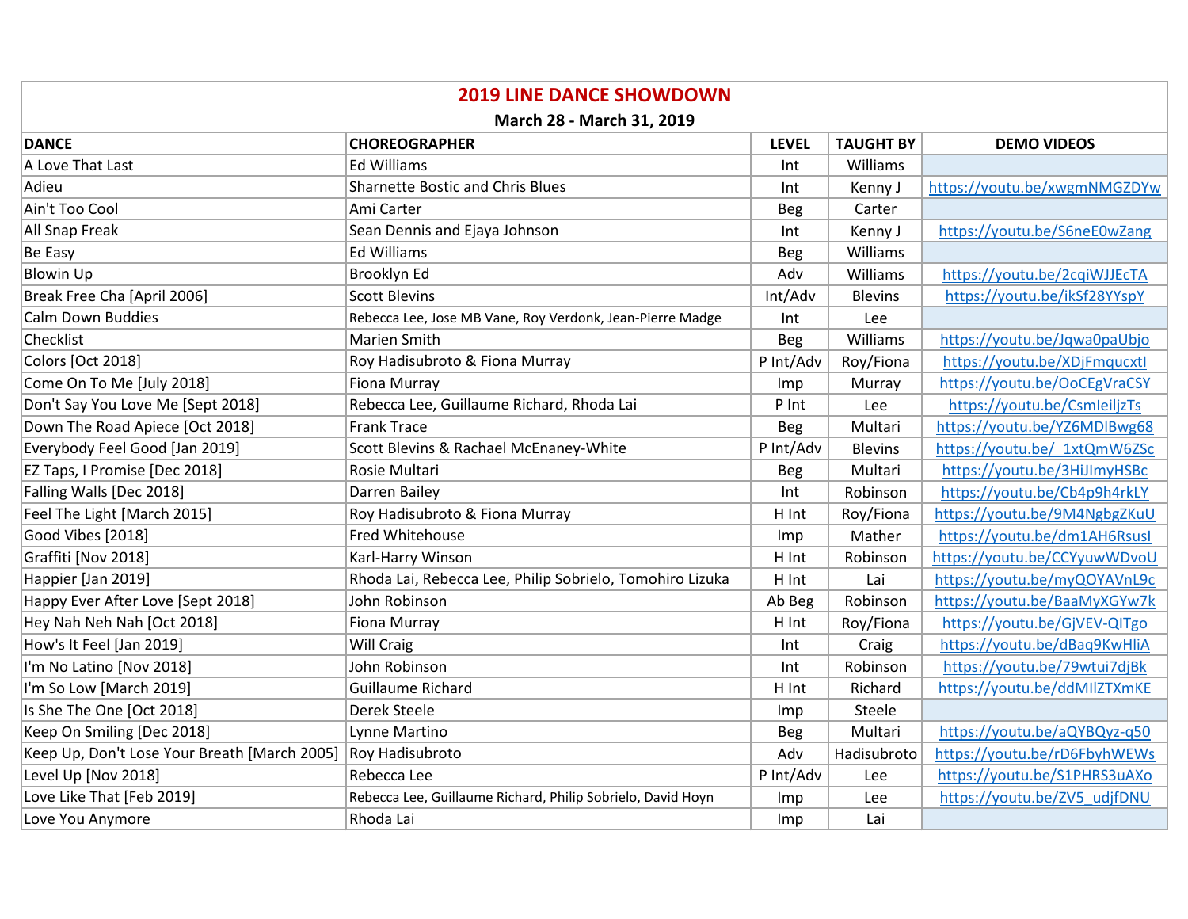# 2019 LINE DANCE SHOWDOWN

**March 28 - March 31, 2019**

| DANCE | CHOREOGRAPHER | LEVEL | TAUGHT BY | DEMO VIDEOS |
|---|---|---|---|---|
| A Love That Last | Ed Williams | Int | Williams | |
| Adieu | Sharnette Bostic and Chris Blues | Int | Kenny J | https://youtu.be/xwgmNMGZDYw |
| Ain't Too Cool | Ami Carter | Beg | Carter | |
| All Snap Freak | Sean Dennis and Ejaya Johnson | Int | Kenny J | https://youtu.be/S6neE0wZang |
| Be Easy | Ed Williams | Beg | Williams | |
| Blowin Up | Brooklyn Ed | Adv | Williams | https://youtu.be/2cqiWJJEcTA |
| Break Free Cha [April 2006] | Scott Blevins | Int/Adv | Blevins | https://youtu.be/ikSf28YYspY |
| Calm Down Buddies | Rebecca Lee, Jose MB Vane, Roy Verdonk, Jean-Pierre Madge | Int | Lee | |
| Checklist | Marien Smith | Beg | Williams | https://youtu.be/Jqwa0paUbjo |
| Colors [Oct 2018] | Roy Hadisubroto & Fiona Murray | P Int/Adv | Roy/Fiona | https://youtu.be/XDjFmqucxtI |
| Come On To Me [July 2018] | Fiona Murray | Imp | Murray | https://youtu.be/OoCEgVraCSY |
| Don't Say You Love Me [Sept 2018] | Rebecca Lee, Guillaume Richard, Rhoda Lai | P Int | Lee | https://youtu.be/CsmIeiljzTs |
| Down The Road Apiece [Oct 2018] | Frank Trace | Beg | Multari | https://youtu.be/YZ6MDlBwg68 |
| Everybody Feel Good [Jan 2019] | Scott Blevins & Rachael McEnaney-White | P Int/Adv | Blevins | https://youtu.be/_1xtQmW6ZSc |
| EZ Taps, I Promise [Dec 2018] | Rosie Multari | Beg | Multari | https://youtu.be/3HiJlmyHSBc |
| Falling Walls [Dec 2018] | Darren Bailey | Int | Robinson | https://youtu.be/Cb4p9h4rkLY |
| Feel The Light [March 2015] | Roy Hadisubroto & Fiona Murray | H Int | Roy/Fiona | https://youtu.be/9M4NgbgZKuU |
| Good Vibes [2018] | Fred Whitehouse | Imp | Mather | https://youtu.be/dm1AH6RsusI |
| Graffiti [Nov 2018] | Karl-Harry Winson | H Int | Robinson | https://youtu.be/CCYyuwWDvoU |
| Happier [Jan 2019] | Rhoda Lai, Rebecca Lee, Philip Sobrielo, Tomohiro Lizuka | H Int | Lai | https://youtu.be/myQOYAVnL9c |
| Happy Ever After Love [Sept 2018] | John Robinson | Ab Beg | Robinson | https://youtu.be/BaaMyXGYw7k |
| Hey Nah Neh Nah [Oct 2018] | Fiona Murray | H Int | Roy/Fiona | https://youtu.be/GjVEV-QITgo |
| How's It Feel [Jan 2019] | Will Craig | Int | Craig | https://youtu.be/dBaq9KwHliA |
| I'm No Latino [Nov 2018] | John Robinson | Int | Robinson | https://youtu.be/79wtui7djBk |
| I'm So Low [March 2019] | Guillaume Richard | H Int | Richard | https://youtu.be/ddMIlZTXmKE |
| Is She The One [Oct 2018] | Derek Steele | Imp | Steele | |
| Keep On Smiling [Dec 2018] | Lynne Martino | Beg | Multari | https://youtu.be/aQYBQyz-q50 |
| Keep Up, Don't Lose Your Breath [March 2005] | Roy Hadisubroto | Adv | Hadisubroto | https://youtu.be/rD6FbyhWEWs |
| Level Up [Nov 2018] | Rebecca Lee | P Int/Adv | Lee | https://youtu.be/S1PHRS3uAXo |
| Love Like That [Feb 2019] | Rebecca Lee, Guillaume Richard, Philip Sobrielo, David Hoyn | Imp | Lee | https://youtu.be/ZV5_udjfDNU |
| Love You Anymore | Rhoda Lai | Imp | Lai | |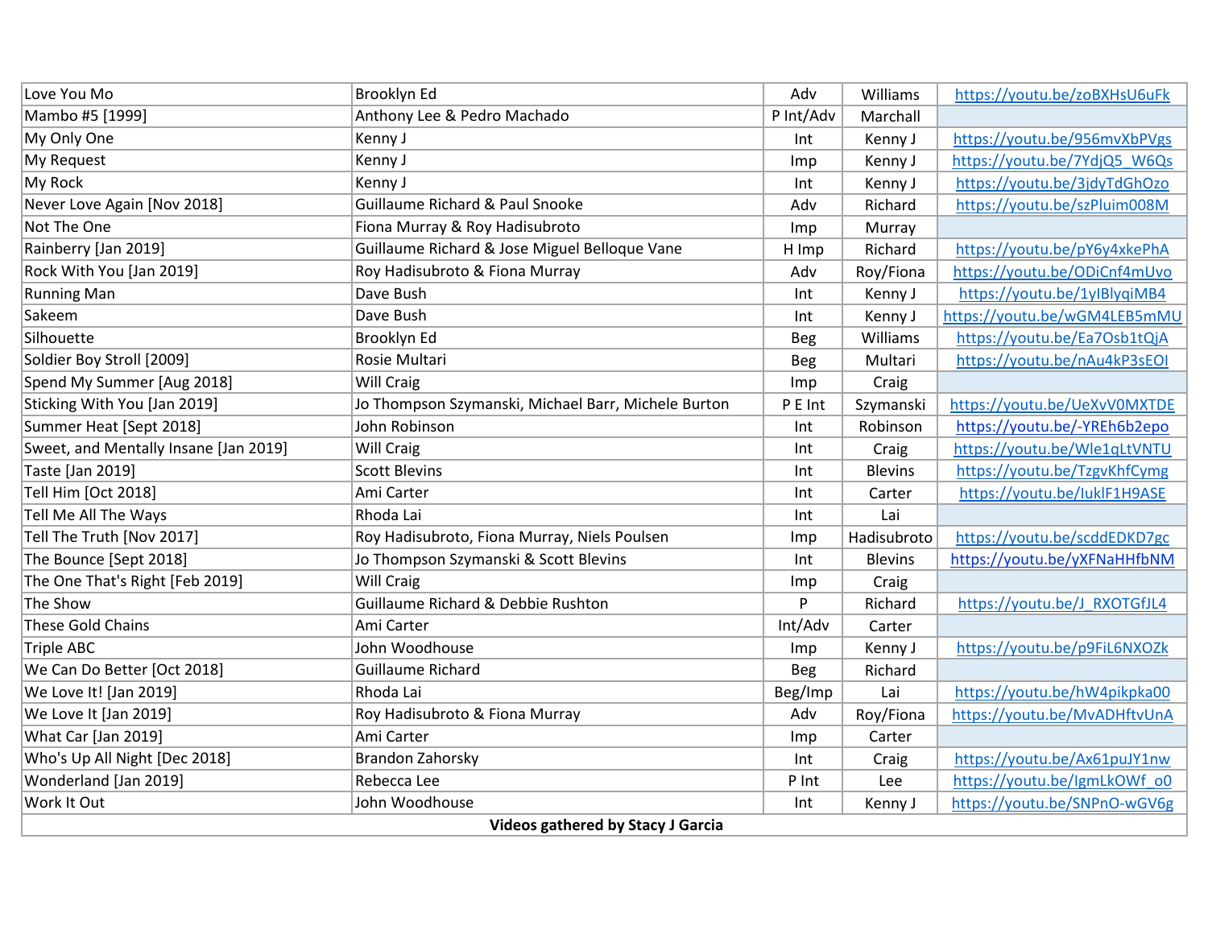| | | | | |
|---|---|---|---|---|
| Love You Mo | Brooklyn Ed | Adv | Williams | https://youtu.be/zoBXHsU6uFk |
| Mambo #5 [1999] | Anthony Lee & Pedro Machado | P Int/Adv | Marchall | |
| My Only One | Kenny J | Int | Kenny J | https://youtu.be/956mvXbPVgs |
| My Request | Kenny J | Imp | Kenny J | https://youtu.be/7YdjQ5_W6Qs |
| My Rock | Kenny J | Int | Kenny J | https://youtu.be/3jdyTdGhOzo |
| Never Love Again [Nov 2018] | Guillaume Richard & Paul Snooke | Adv | Richard | https://youtu.be/szPluim008M |
| Not The One | Fiona Murray & Roy Hadisubroto | Imp | Murray | |
| Rainberry [Jan 2019] | Guillaume Richard & Jose Miguel Belloque Vane | H Imp | Richard | https://youtu.be/pY6y4xkePhA |
| Rock With You [Jan 2019] | Roy Hadisubroto & Fiona Murray | Adv | Roy/Fiona | https://youtu.be/ODiCnf4mUvo |
| Running Man | Dave Bush | Int | Kenny J | https://youtu.be/1yIBlyqiMB4 |
| Sakeem | Dave Bush | Int | Kenny J | https://youtu.be/wGM4LEB5mMU |
| Silhouette | Brooklyn Ed | Beg | Williams | https://youtu.be/Ea7Osb1tQjA |
| Soldier Boy Stroll [2009] | Rosie Multari | Beg | Multari | https://youtu.be/nAu4kP3sEOI |
| Spend My Summer [Aug 2018] | Will Craig | Imp | Craig | |
| Sticking With You [Jan 2019] | Jo Thompson Szymanski, Michael Barr, Michele Burton | P E Int | Szymanski | https://youtu.be/UeXvV0MXTDE |
| Summer Heat [Sept 2018] | John Robinson | Int | Robinson | https://youtu.be/-YREh6b2epo |
| Sweet, and Mentally Insane [Jan 2019] | Will Craig | Int | Craig | https://youtu.be/Wle1qLtVNTU |
| Taste [Jan 2019] | Scott Blevins | Int | Blevins | https://youtu.be/TzgvKhfCymg |
| Tell Him [Oct 2018] | Ami Carter | Int | Carter | https://youtu.be/IuklF1H9ASE |
| Tell Me All The Ways | Rhoda Lai | Int | Lai | |
| Tell The Truth [Nov 2017] | Roy Hadisubroto, Fiona Murray, Niels Poulsen | Imp | Hadisubroto | https://youtu.be/scddEDKD7gc |
| The Bounce [Sept 2018] | Jo Thompson Szymanski & Scott Blevins | Int | Blevins | https://youtu.be/yXFNaHHfbNM |
| The One That's Right [Feb 2019] | Will Craig | Imp | Craig | |
| The Show | Guillaume Richard & Debbie Rushton | P | Richard | https://youtu.be/J_RXOTGfJL4 |
| These Gold Chains | Ami Carter | Int/Adv | Carter | |
| Triple ABC | John Woodhouse | Imp | Kenny J | https://youtu.be/p9FiL6NXOZk |
| We Can Do Better [Oct 2018] | Guillaume Richard | Beg | Richard | |
| We Love It! [Jan 2019] | Rhoda Lai | Beg/Imp | Lai | https://youtu.be/hW4pikpka00 |
| We Love It [Jan 2019] | Roy Hadisubroto & Fiona Murray | Adv | Roy/Fiona | https://youtu.be/MvADHftvUnA |
| What Car [Jan 2019] | Ami Carter | Imp | Carter | |
| Who's Up All Night [Dec 2018] | Brandon Zahorsky | Int | Craig | https://youtu.be/Ax61puJY1nw |
| Wonderland [Jan 2019] | Rebecca Lee | P Int | Lee | https://youtu.be/IgmLkOWf_o0 |
| Work It Out | John Woodhouse | Int | Kenny J | https://youtu.be/SNPnO-wGV6g |

**Videos gathered by Stacy J Garcia**